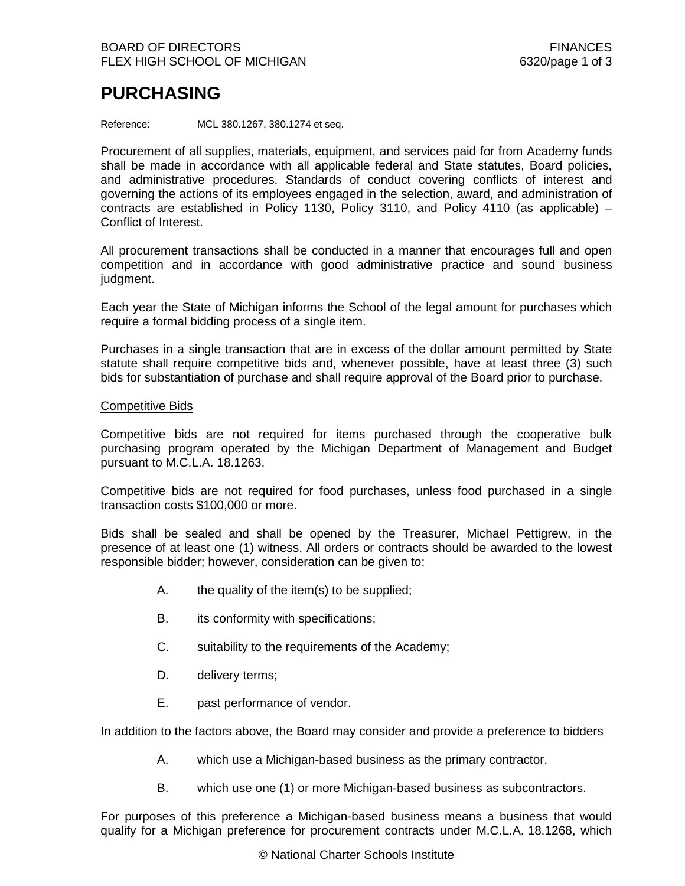# PURCHASING

Reference: MCL 380.1267, 380.1274 et seq.

Procurement of all supplies, materials, equipment, and services paid for from Academy funds shall be made in accordance with all applicable federal and State statutes, Board policies, and administrative procedures. Standards of conduct covering conflicts of interest and governing the actions of its employees engaged in the selection, award, and administration of contracts are established in Policy 1130, Policy 3110, and Policy 4110 (as applicable) – Conflict of Interest.

All procurement transactions shall be conducted in a manner that encourages full and open competition and in accordance with good administrative practice and sound business judgment.

Each year the State of Michigan informs the School of the legal amount for purchases which require a formal bidding process of a single item.

Purchases in a single transaction that are in excess of the dollar amount permitted by State statute shall require competitive bids and, whenever possible, have at least three (3) such bids for substantiation of purchase and shall require approval of the Board prior to purchase.

## Competitive Bids

Competitive bids are not required for items purchased through the cooperative bulk purchasing program operated by the Michigan Department of Management and Budget pursuant to M.C.L.A. 18.1263.

Competitive bids are not required for food purchases, unless food purchased in a single transaction costs $100,000 or more.

Bids shall be sealed and shall be opened by the Treasurer, Michael Pettigrew, in the presence of at least one (1) witness. All orders or contracts should be awarded to the lowest responsible bidder; however, consideration can be given to:

A. the quality of the item(s) to be supplied;

B. its conformity with specifications;

C. suitability to the requirements of the Academy;

D. delivery terms;

E. past performance of vendor.

In addition to the factors above, the Board may consider and provide a preference to bidders

A. which use a Michigan-based business as the primary contractor.

B. which use one (1) or more Michigan-based business as subcontractors.

For purposes of this preference a Michigan-based business means a business that would qualify for a Michigan preference for procurement contracts under M.C.L.A. 18.1268, which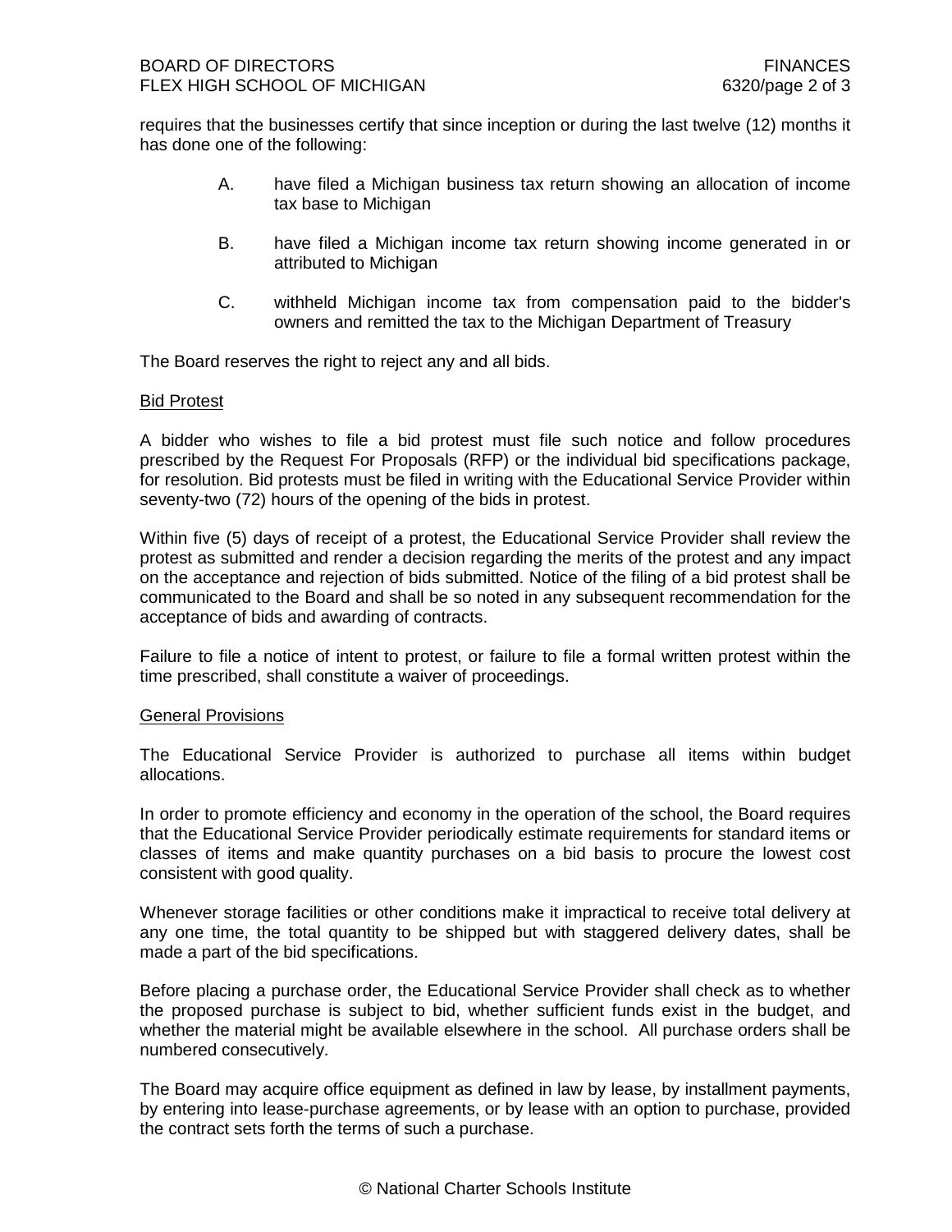requires that the businesses certify that since inception or during the last twelve (12) months it has done one of the following:

A. have filed a Michigan business tax return showing an allocation of income tax base to Michigan

B. have filed a Michigan income tax return showing income generated in or attributed to Michigan

C. withheld Michigan income tax from compensation paid to the bidder's owners and remitted the tax to the Michigan Department of Treasury

The Board reserves the right to reject any and all bids.

## Bid Protest

A bidder who wishes to file a bid protest must file such notice and follow procedures prescribed by the Request For Proposals (RFP) or the individual bid specifications package, for resolution. Bid protests must be filed in writing with the Educational Service Provider within seventy-two (72) hours of the opening of the bids in protest.

Within five (5) days of receipt of a protest, the Educational Service Provider shall review the protest as submitted and render a decision regarding the merits of the protest and any impact on the acceptance and rejection of bids submitted. Notice of the filing of a bid protest shall be communicated to the Board and shall be so noted in any subsequent recommendation for the acceptance of bids and awarding of contracts.

Failure to file a notice of intent to protest, or failure to file a formal written protest within the time prescribed, shall constitute a waiver of proceedings.

## General Provisions

The Educational Service Provider is authorized to purchase all items within budget allocations.

In order to promote efficiency and economy in the operation of the school, the Board requires that the Educational Service Provider periodically estimate requirements for standard items or classes of items and make quantity purchases on a bid basis to procure the lowest cost consistent with good quality.

Whenever storage facilities or other conditions make it impractical to receive total delivery at any one time, the total quantity to be shipped but with staggered delivery dates, shall be made a part of the bid specifications.

Before placing a purchase order, the Educational Service Provider shall check as to whether the proposed purchase is subject to bid, whether sufficient funds exist in the budget, and whether the material might be available elsewhere in the school. All purchase orders shall be numbered consecutively.

The Board may acquire office equipment as defined in law by lease, by installment payments, by entering into lease-purchase agreements, or by lease with an option to purchase, provided the contract sets forth the terms of such a purchase.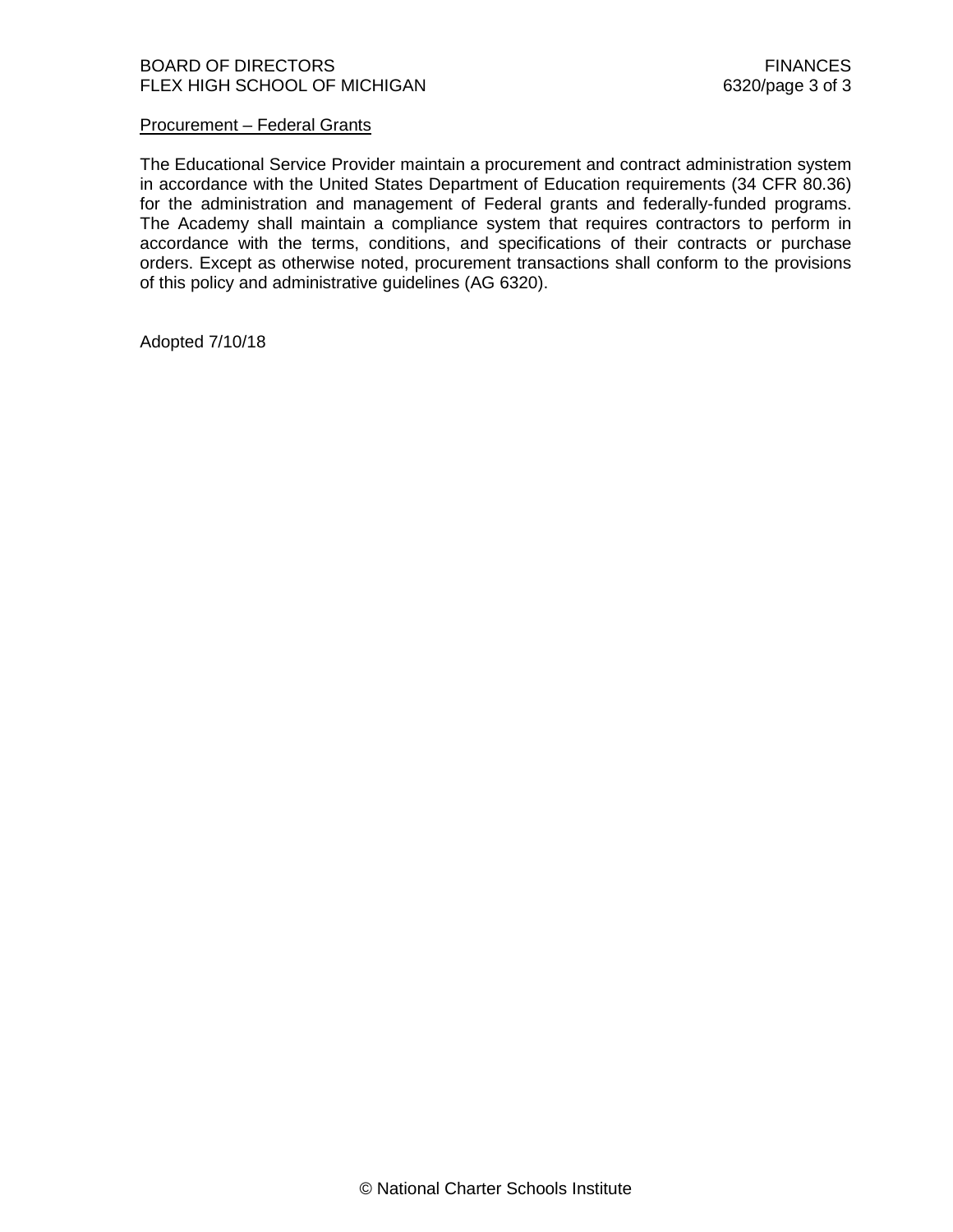Procurement – Federal Grants

The Educational Service Provider maintain a procurement and contract administration system in accordance with the United States Department of Education requirements (34 CFR 80.36) for the administration and management of Federal grants and federally-funded programs. The Academy shall maintain a compliance system that requires contractors to perform in accordance with the terms, conditions, and specifications of their contracts or purchase orders. Except as otherwise noted, procurement transactions shall conform to the provisions of this policy and administrative guidelines (AG 6320).

Adopted 7/10/18